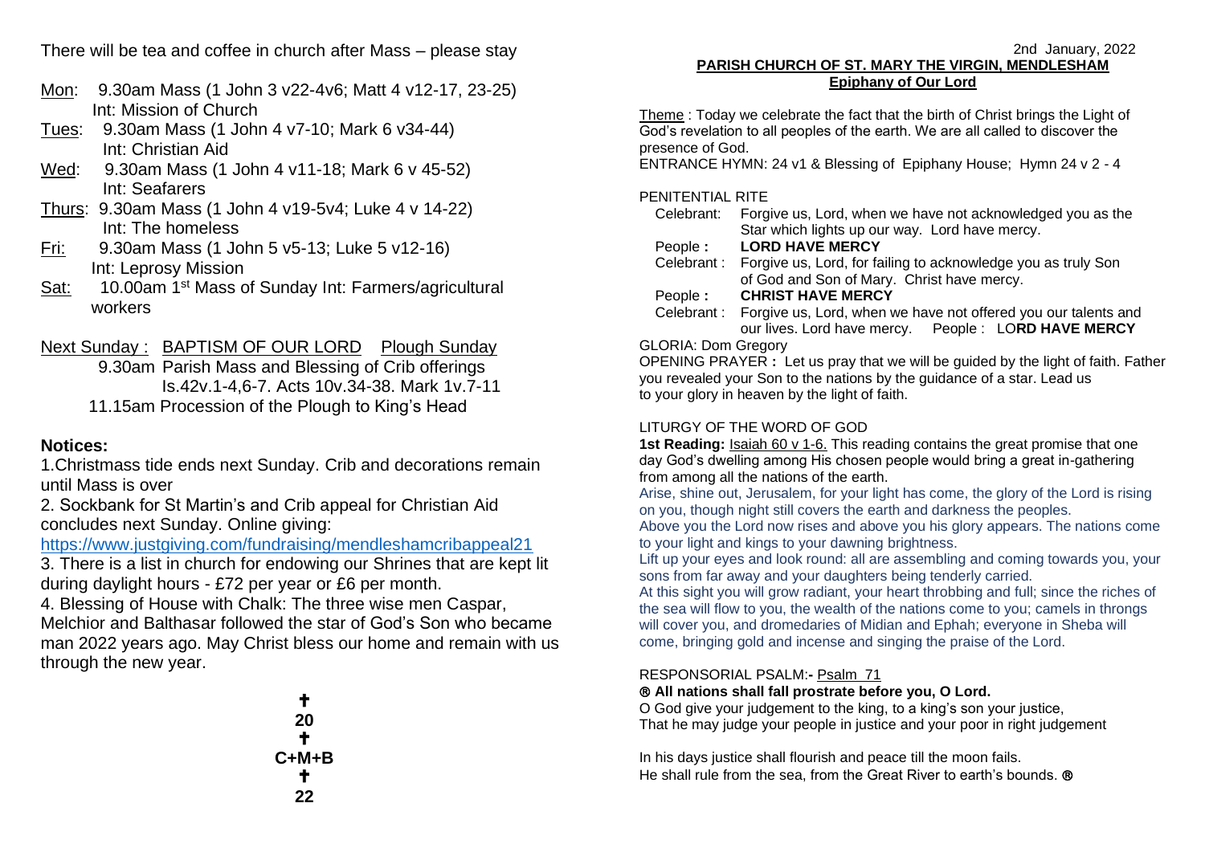There will be tea and coffee in church after Mass – please stay

- Mon: 9.30am Mass (1 John 3 v22-4v6; Matt 4 v12-17, 23-25) Int: Mission of Church
- Tues: 9.30am Mass (1 John 4 v7-10; Mark 6 v34-44) Int: Christian Aid
- Wed: 9.30am Mass (1 John 4 v11-18; Mark 6 v 45-52) Int: Seafarers
- Thurs: 9.30am Mass (1 John 4 v19-5v4; Luke 4 v 14-22) Int: The homeless
- Fri: 9.30am Mass (1 John 5 v5-13; Luke 5 v12-16) Int: Leprosy Mission
- Sat: 10.00am 1st Mass of Sunday Int: Farmers/agricultural workers

Next Sunday : BAPTISM OF OUR LORD Plough Sunday
9.30am Parish Mass and Blessing of Crib offerings
Is.42v.1-4,6-7. Acts 10v.34-38. Mark 1v.7-11
11.15am Procession of the Plough to King's Head

## Notices:

1.Christmass tide ends next Sunday. Crib and decorations remain until Mass is over

2. Sockbank for St Martin's and Crib appeal for Christian Aid concludes next Sunday. Online giving:
https://www.justgiving.com/fundraising/mendleshamcribappeal21

3. There is a list in church for endowing our Shrines that are kept lit during daylight hours - £72 per year or £6 per month.

4. Blessing of House with Chalk: The three wise men Caspar, Melchior and Balthasar followed the star of God's Son who became man 2022 years ago. May Christ bless our home and remain with us through the new year.

✝
20
✝
C+M+B
✝
22

2nd January, 2022

**PARISH CHURCH OF ST. MARY THE VIRGIN, MENDLESHAM**

**Epiphany of Our Lord**

Theme : Today we celebrate the fact that the birth of Christ brings the Light of God's revelation to all peoples of the earth. We are all called to discover the presence of God.

ENTRANCE HYMN: 24 v1 & Blessing of Epiphany House; Hymn 24 v 2 - 4

PENITENTIAL RITE

Celebrant: Forgive us, Lord, when we have not acknowledged you as the Star which lights up our way. Lord have mercy.

People **: LORD HAVE MERCY**

Celebrant : Forgive us, Lord, for failing to acknowledge you as truly Son of God and Son of Mary. Christ have mercy.

People **: CHRIST HAVE MERCY**

Celebrant : Forgive us, Lord, when we have not offered you our talents and our lives. Lord have mercy. People : LO**RD HAVE MERCY**

GLORIA: Dom Gregory

OPENING PRAYER **:** Let us pray that we will be guided by the light of faith. Father you revealed your Son to the nations by the guidance of a star. Lead us to your glory in heaven by the light of faith.

LITURGY OF THE WORD OF GOD

**1st Reading:** Isaiah 60 v 1-6. This reading contains the great promise that one day God's dwelling among His chosen people would bring a great in-gathering from among all the nations of the earth.

Arise, shine out, Jerusalem, for your light has come, the glory of the Lord is rising on you, though night still covers the earth and darkness the peoples.

Above you the Lord now rises and above you his glory appears. The nations come to your light and kings to your dawning brightness.

Lift up your eyes and look round: all are assembling and coming towards you, your sons from far away and your daughters being tenderly carried.

At this sight you will grow radiant, your heart throbbing and full; since the riches of the sea will flow to you, the wealth of the nations come to you; camels in throngs will cover you, and dromedaries of Midian and Ephah; everyone in Sheba will come, bringing gold and incense and singing the praise of the Lord.

RESPONSORIAL PSALM:**-** Psalm 71

**℟ All nations shall fall prostrate before you, O Lord.**

O God give your judgement to the king, to a king's son your justice,
That he may judge your people in justice and your poor in right judgement

In his days justice shall flourish and peace till the moon fails.
He shall rule from the sea, from the Great River to earth's bounds. ℟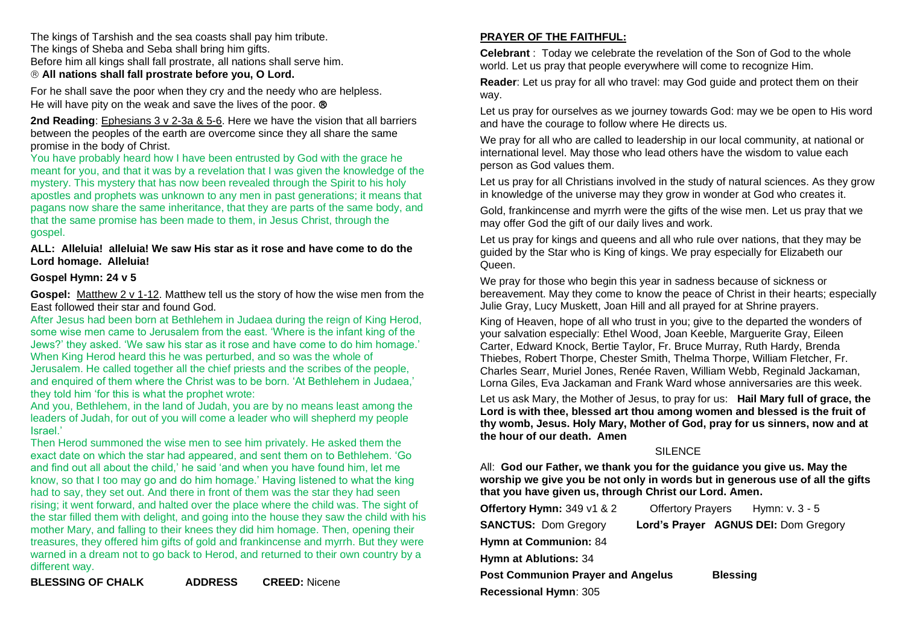The kings of Tarshish and the sea coasts shall pay him tribute.
The kings of Sheba and Seba shall bring him gifts.
Before him all kings shall fall prostrate, all nations shall serve him.
® **All nations shall fall prostrate before you, O Lord.**

For he shall save the poor when they cry and the needy who are helpless.
He will have pity on the weak and save the lives of the poor. ®

**2nd Reading**: Ephesians 3 v 2-3a & 5-6. Here we have the vision that all barriers between the peoples of the earth are overcome since they all share the same promise in the body of Christ.

You have probably heard how I have been entrusted by God with the grace he meant for you, and that it was by a revelation that I was given the knowledge of the mystery. This mystery that has now been revealed through the Spirit to his holy apostles and prophets was unknown to any men in past generations; it means that pagans now share the same inheritance, that they are parts of the same body, and that the same promise has been made to them, in Jesus Christ, through the gospel.

**ALL: Alleluia! alleluia! We saw His star as it rose and have come to do the Lord homage. Alleluia!**

**Gospel Hymn: 24 v 5**

**Gospel:** Matthew 2 v 1-12. Matthew tell us the story of how the wise men from the East followed their star and found God.

After Jesus had been born at Bethlehem in Judaea during the reign of King Herod, some wise men came to Jerusalem from the east. 'Where is the infant king of the Jews?' they asked. 'We saw his star as it rose and have come to do him homage.' When King Herod heard this he was perturbed, and so was the whole of Jerusalem. He called together all the chief priests and the scribes of the people, and enquired of them where the Christ was to be born. 'At Bethlehem in Judaea,' they told him 'for this is what the prophet wrote:

And you, Bethlehem, in the land of Judah, you are by no means least among the leaders of Judah, for out of you will come a leader who will shepherd my people Israel.'

Then Herod summoned the wise men to see him privately. He asked them the exact date on which the star had appeared, and sent them on to Bethlehem. 'Go and find out all about the child,' he said 'and when you have found him, let me know, so that I too may go and do him homage.' Having listened to what the king had to say, they set out. And there in front of them was the star they had seen rising; it went forward, and halted over the place where the child was. The sight of the star filled them with delight, and going into the house they saw the child with his mother Mary, and falling to their knees they did him homage. Then, opening their treasures, they offered him gifts of gold and frankincense and myrrh. But they were warned in a dream not to go back to Herod, and returned to their own country by a different way.

**BLESSING OF CHALK** **ADDRESS** **CREED:** Nicene

**PRAYER OF THE FAITHFUL:**

**Celebrant** : Today we celebrate the revelation of the Son of God to the whole world. Let us pray that people everywhere will come to recognize Him.

**Reader**: Let us pray for all who travel: may God guide and protect them on their way.

Let us pray for ourselves as we journey towards God: may we be open to His word and have the courage to follow where He directs us.

We pray for all who are called to leadership in our local community, at national or international level. May those who lead others have the wisdom to value each person as God values them.

Let us pray for all Christians involved in the study of natural sciences. As they grow in knowledge of the universe may they grow in wonder at God who creates it.

Gold, frankincense and myrrh were the gifts of the wise men. Let us pray that we may offer God the gift of our daily lives and work.

Let us pray for kings and queens and all who rule over nations, that they may be guided by the Star who is King of kings. We pray especially for Elizabeth our Queen.

We pray for those who begin this year in sadness because of sickness or bereavement. May they come to know the peace of Christ in their hearts; especially Julie Gray, Lucy Muskett, Joan Hill and all prayed for at Shrine prayers.

King of Heaven, hope of all who trust in you; give to the departed the wonders of your salvation especially: Ethel Wood, Joan Keeble, Marguerite Gray, Eileen Carter, Edward Knock, Bertie Taylor, Fr. Bruce Murray, Ruth Hardy, Brenda Thiebes, Robert Thorpe, Chester Smith, Thelma Thorpe, William Fletcher, Fr. Charles Searr, Muriel Jones, Renée Raven, William Webb, Reginald Jackaman, Lorna Giles, Eva Jackaman and Frank Ward whose anniversaries are this week.

Let us ask Mary, the Mother of Jesus, to pray for us: **Hail Mary full of grace, the Lord is with thee, blessed art thou among women and blessed is the fruit of thy womb, Jesus. Holy Mary, Mother of God, pray for us sinners, now and at the hour of our death. Amen**

SILENCE

All: **God our Father, we thank you for the guidance you give us. May the worship we give you be not only in words but in generous use of all the gifts that you have given us, through Christ our Lord. Amen.**

**Offertory Hymn:** 349 v1 & 2 Offertory Prayers Hymn: v. 3 - 5

**SANCTUS:** Dom Gregory **Lord's Prayer** **AGNUS DEI:** Dom Gregory

**Hymn at Communion:** 84

**Hymn at Ablutions:** 34

**Post Communion Prayer and Angelus** **Blessing**

**Recessional Hymn**: 305